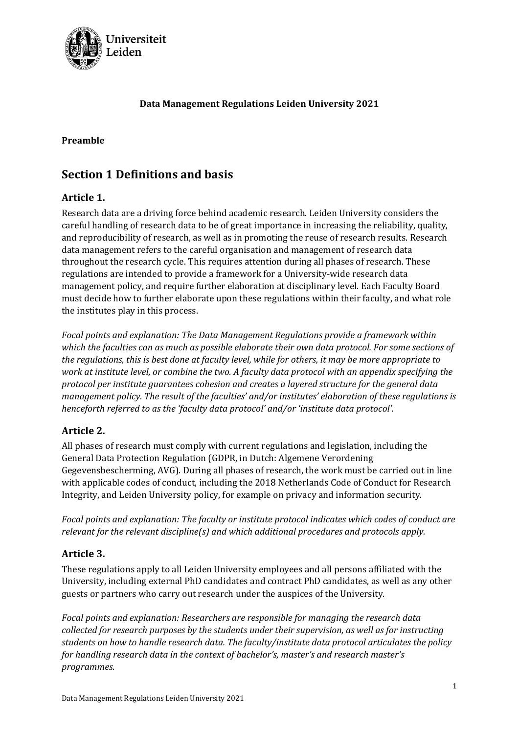**Data Management Regulations Leiden University 2021**

**Preamble**

# Section 1 Definitions and basis

## Article 1.

Research data are a driving force behind academic research. Leiden University considers the careful handling of research data to be of great importance in increasing the reliability, quality, and reproducibility of research, as well as in promoting the reuse of research results. Research data management refers to the careful organisation and management of research data throughout the research cycle. This requires attention during all phases of research. These regulations are intended to provide a framework for a University-wide research data management policy, and require further elaboration at disciplinary level. Each Faculty Board must decide how to further elaborate upon these regulations within their faculty, and what role the institutes play in this process.

*Focal points and explanation: The Data Management Regulations provide a framework within which the faculties can as much as possible elaborate their own data protocol. For some sections of the regulations, this is best done at faculty level, while for others, it may be more appropriate to work at institute level, or combine the two. A faculty data protocol with an appendix specifying the protocol per institute guarantees cohesion and creates a layered structure for the general data management policy. The result of the faculties' and/or institutes' elaboration of these regulations is henceforth referred to as the 'faculty data protocol' and/or 'institute data protocol'.*

## Article 2.

All phases of research must comply with current regulations and legislation, including the General Data Protection Regulation (GDPR, in Dutch: Algemene Verordening Gegevensbescherming, AVG). During all phases of research, the work must be carried out in line with applicable codes of conduct, including the 2018 Netherlands Code of Conduct for Research Integrity, and Leiden University policy, for example on privacy and information security.

*Focal points and explanation: The faculty or institute protocol indicates which codes of conduct are relevant for the relevant discipline(s) and which additional procedures and protocols apply.*

## Article 3.

These regulations apply to all Leiden University employees and all persons affiliated with the University, including external PhD candidates and contract PhD candidates, as well as any other guests or partners who carry out research under the auspices of the University.

*Focal points and explanation: Researchers are responsible for managing the research data collected for research purposes by the students under their supervision, as well as for instructing students on how to handle research data. The faculty/institute data protocol articulates the policy for handling research data in the context of bachelor's, master's and research master's programmes.*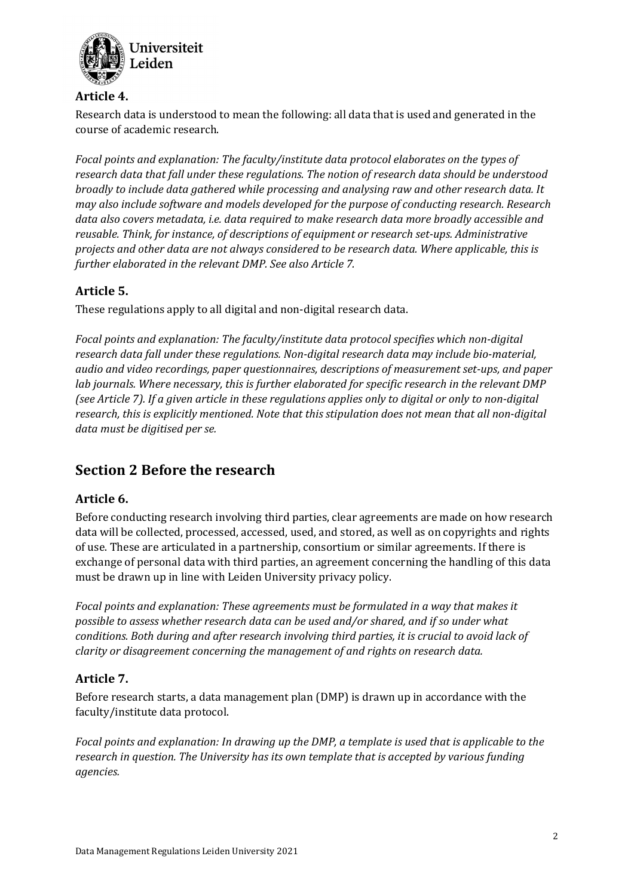### Article 4.

Research data is understood to mean the following: all data that is used and generated in the course of academic research.

*Focal points and explanation: The faculty/institute data protocol elaborates on the types of research data that fall under these regulations. The notion of research data should be understood broadly to include data gathered while processing and analysing raw and other research data. It may also include software and models developed for the purpose of conducting research. Research data also covers metadata, i.e. data required to make research data more broadly accessible and reusable. Think, for instance, of descriptions of equipment or research set-ups. Administrative projects and other data are not always considered to be research data. Where applicable, this is further elaborated in the relevant DMP. See also Article 7.*

### Article 5.

These regulations apply to all digital and non-digital research data.

*Focal points and explanation: The faculty/institute data protocol specifies which non-digital research data fall under these regulations. Non-digital research data may include bio-material, audio and video recordings, paper questionnaires, descriptions of measurement set-ups, and paper lab journals. Where necessary, this is further elaborated for specific research in the relevant DMP (see Article 7). If a given article in these regulations applies only to digital or only to non-digital research, this is explicitly mentioned. Note that this stipulation does not mean that all non-digital data must be digitised per se.*

## Section 2 Before the research

### Article 6.

Before conducting research involving third parties, clear agreements are made on how research data will be collected, processed, accessed, used, and stored, as well as on copyrights and rights of use. These are articulated in a partnership, consortium or similar agreements. If there is exchange of personal data with third parties, an agreement concerning the handling of this data must be drawn up in line with Leiden University privacy policy.

*Focal points and explanation: These agreements must be formulated in a way that makes it possible to assess whether research data can be used and/or shared, and if so under what conditions. Both during and after research involving third parties, it is crucial to avoid lack of clarity or disagreement concerning the management of and rights on research data.*

### Article 7.

Before research starts, a data management plan (DMP) is drawn up in accordance with the faculty/institute data protocol.

*Focal points and explanation: In drawing up the DMP, a template is used that is applicable to the research in question. The University has its own template that is accepted by various funding agencies.*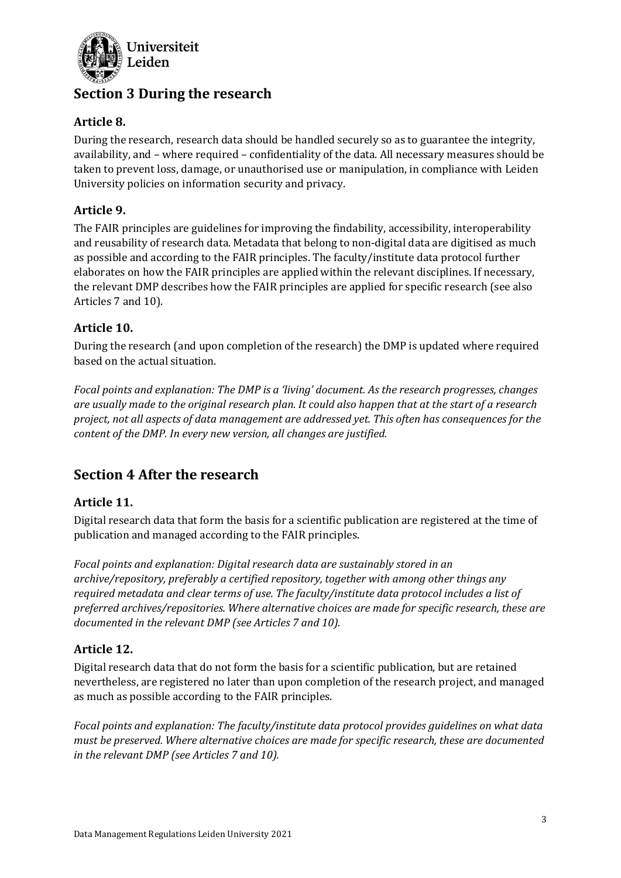## Section 3 During the research

### Article 8.

During the research, research data should be handled securely so as to guarantee the integrity, availability, and – where required – confidentiality of the data. All necessary measures should be taken to prevent loss, damage, or unauthorised use or manipulation, in compliance with Leiden University policies on information security and privacy.

### Article 9.

The FAIR principles are guidelines for improving the findability, accessibility, interoperability and reusability of research data. Metadata that belong to non-digital data are digitised as much as possible and according to the FAIR principles. The faculty/institute data protocol further elaborates on how the FAIR principles are applied within the relevant disciplines. If necessary, the relevant DMP describes how the FAIR principles are applied for specific research (see also Articles 7 and 10).

### Article 10.

During the research (and upon completion of the research) the DMP is updated where required based on the actual situation.

*Focal points and explanation: The DMP is a 'living' document. As the research progresses, changes are usually made to the original research plan. It could also happen that at the start of a research project, not all aspects of data management are addressed yet. This often has consequences for the content of the DMP. In every new version, all changes are justified.*

## Section 4 After the research

### Article 11.

Digital research data that form the basis for a scientific publication are registered at the time of publication and managed according to the FAIR principles.

*Focal points and explanation: Digital research data are sustainably stored in an archive/repository, preferably a certified repository, together with among other things any required metadata and clear terms of use. The faculty/institute data protocol includes a list of preferred archives/repositories. Where alternative choices are made for specific research, these are documented in the relevant DMP (see Articles 7 and 10).*

### Article 12.

Digital research data that do not form the basis for a scientific publication, but are retained nevertheless, are registered no later than upon completion of the research project, and managed as much as possible according to the FAIR principles.

*Focal points and explanation: The faculty/institute data protocol provides guidelines on what data must be preserved. Where alternative choices are made for specific research, these are documented in the relevant DMP (see Articles 7 and 10).*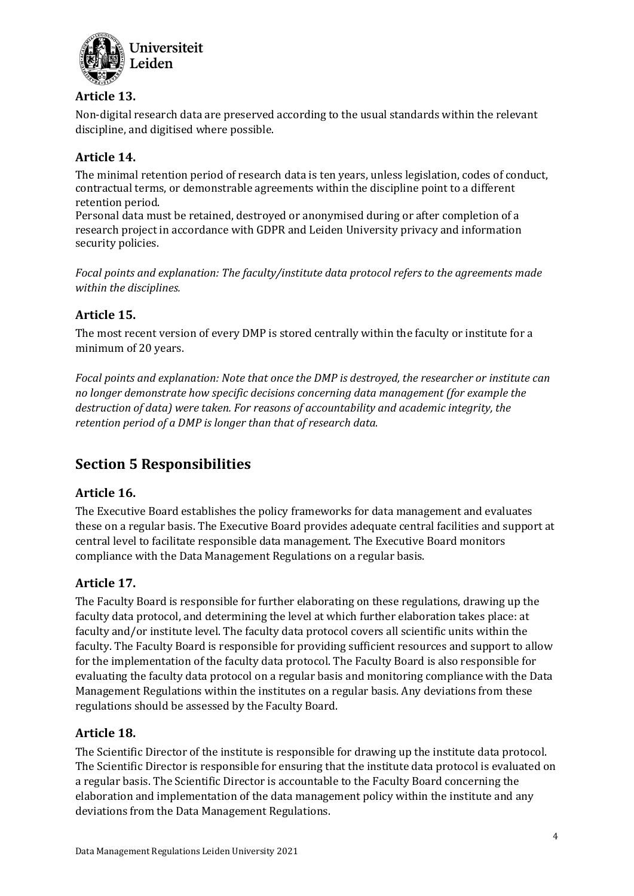### Article 13.

Non-digital research data are preserved according to the usual standards within the relevant discipline, and digitised where possible.

### Article 14.

The minimal retention period of research data is ten years, unless legislation, codes of conduct, contractual terms, or demonstrable agreements within the discipline point to a different retention period.
Personal data must be retained, destroyed or anonymised during or after completion of a research project in accordance with GDPR and Leiden University privacy and information security policies.

*Focal points and explanation: The faculty/institute data protocol refers to the agreements made within the disciplines.*

### Article 15.

The most recent version of every DMP is stored centrally within the faculty or institute for a minimum of 20 years.

*Focal points and explanation: Note that once the DMP is destroyed, the researcher or institute can no longer demonstrate how specific decisions concerning data management (for example the destruction of data) were taken. For reasons of accountability and academic integrity, the retention period of a DMP is longer than that of research data.*

## Section 5 Responsibilities

### Article 16.

The Executive Board establishes the policy frameworks for data management and evaluates these on a regular basis. The Executive Board provides adequate central facilities and support at central level to facilitate responsible data management. The Executive Board monitors compliance with the Data Management Regulations on a regular basis.

### Article 17.

The Faculty Board is responsible for further elaborating on these regulations, drawing up the faculty data protocol, and determining the level at which further elaboration takes place: at faculty and/or institute level. The faculty data protocol covers all scientific units within the faculty. The Faculty Board is responsible for providing sufficient resources and support to allow for the implementation of the faculty data protocol. The Faculty Board is also responsible for evaluating the faculty data protocol on a regular basis and monitoring compliance with the Data Management Regulations within the institutes on a regular basis. Any deviations from these regulations should be assessed by the Faculty Board.

### Article 18.

The Scientific Director of the institute is responsible for drawing up the institute data protocol. The Scientific Director is responsible for ensuring that the institute data protocol is evaluated on a regular basis. The Scientific Director is accountable to the Faculty Board concerning the elaboration and implementation of the data management policy within the institute and any deviations from the Data Management Regulations.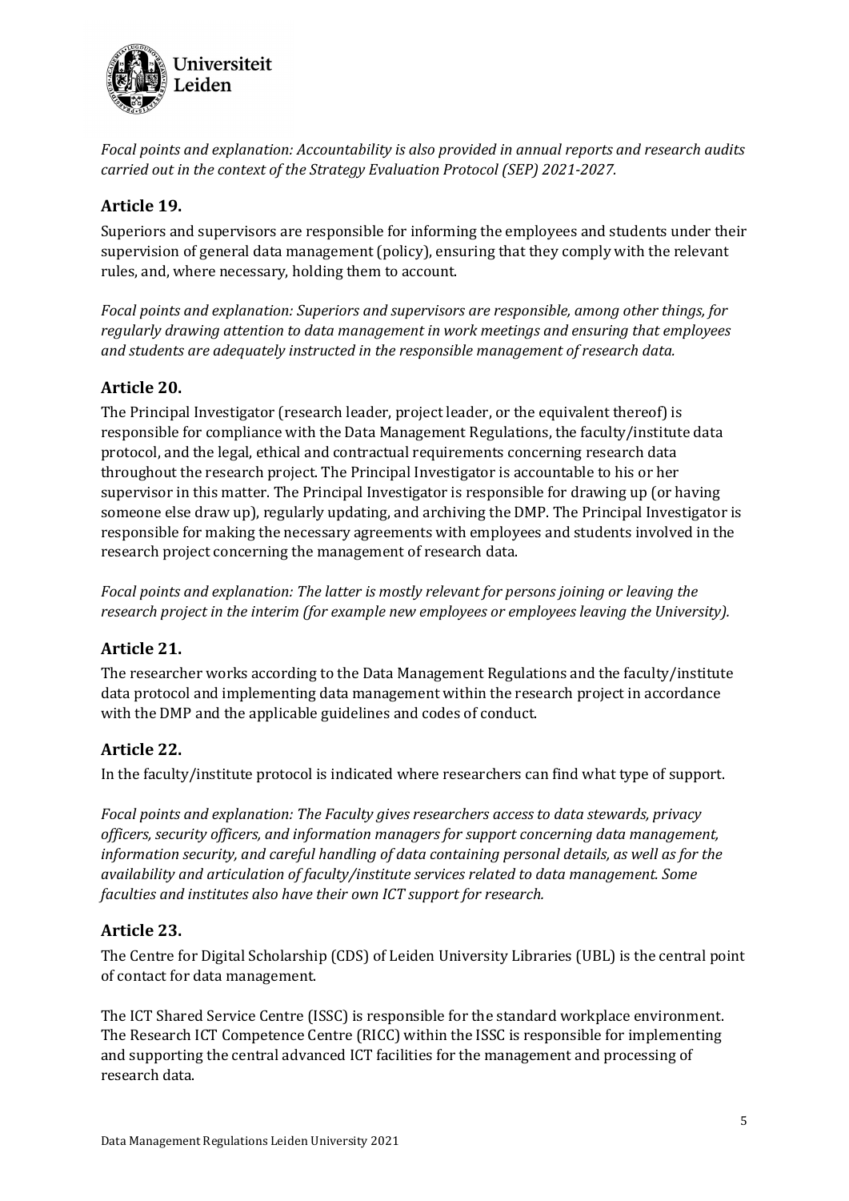*Focal points and explanation: Accountability is also provided in annual reports and research audits carried out in the context of the Strategy Evaluation Protocol (SEP) 2021-2027.*

## Article 19.

Superiors and supervisors are responsible for informing the employees and students under their supervision of general data management (policy), ensuring that they comply with the relevant rules, and, where necessary, holding them to account.

*Focal points and explanation: Superiors and supervisors are responsible, among other things, for regularly drawing attention to data management in work meetings and ensuring that employees and students are adequately instructed in the responsible management of research data.*

## Article 20.

The Principal Investigator (research leader, project leader, or the equivalent thereof) is responsible for compliance with the Data Management Regulations, the faculty/institute data protocol, and the legal, ethical and contractual requirements concerning research data throughout the research project. The Principal Investigator is accountable to his or her supervisor in this matter. The Principal Investigator is responsible for drawing up (or having someone else draw up), regularly updating, and archiving the DMP. The Principal Investigator is responsible for making the necessary agreements with employees and students involved in the research project concerning the management of research data.

*Focal points and explanation: The latter is mostly relevant for persons joining or leaving the research project in the interim (for example new employees or employees leaving the University).*

## Article 21.

The researcher works according to the Data Management Regulations and the faculty/institute data protocol and implementing data management within the research project in accordance with the DMP and the applicable guidelines and codes of conduct.

## Article 22.

In the faculty/institute protocol is indicated where researchers can find what type of support.

*Focal points and explanation: The Faculty gives researchers access to data stewards, privacy officers, security officers, and information managers for support concerning data management, information security, and careful handling of data containing personal details, as well as for the availability and articulation of faculty/institute services related to data management. Some faculties and institutes also have their own ICT support for research.*

## Article 23.

The Centre for Digital Scholarship (CDS) of Leiden University Libraries (UBL) is the central point of contact for data management.

The ICT Shared Service Centre (ISSC) is responsible for the standard workplace environment. The Research ICT Competence Centre (RICC) within the ISSC is responsible for implementing and supporting the central advanced ICT facilities for the management and processing of research data.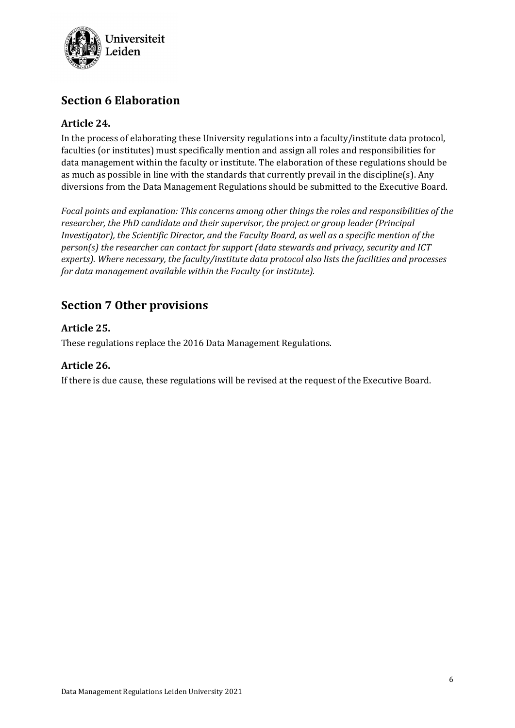## Section 6 Elaboration

### Article 24.

In the process of elaborating these University regulations into a faculty/institute data protocol, faculties (or institutes) must specifically mention and assign all roles and responsibilities for data management within the faculty or institute. The elaboration of these regulations should be as much as possible in line with the standards that currently prevail in the discipline(s). Any diversions from the Data Management Regulations should be submitted to the Executive Board.

*Focal points and explanation: This concerns among other things the roles and responsibilities of the researcher, the PhD candidate and their supervisor, the project or group leader (Principal Investigator), the Scientific Director, and the Faculty Board, as well as a specific mention of the person(s) the researcher can contact for support (data stewards and privacy, security and ICT experts). Where necessary, the faculty/institute data protocol also lists the facilities and processes for data management available within the Faculty (or institute).*

## Section 7 Other provisions

### Article 25.

These regulations replace the 2016 Data Management Regulations.

### Article 26.

If there is due cause, these regulations will be revised at the request of the Executive Board.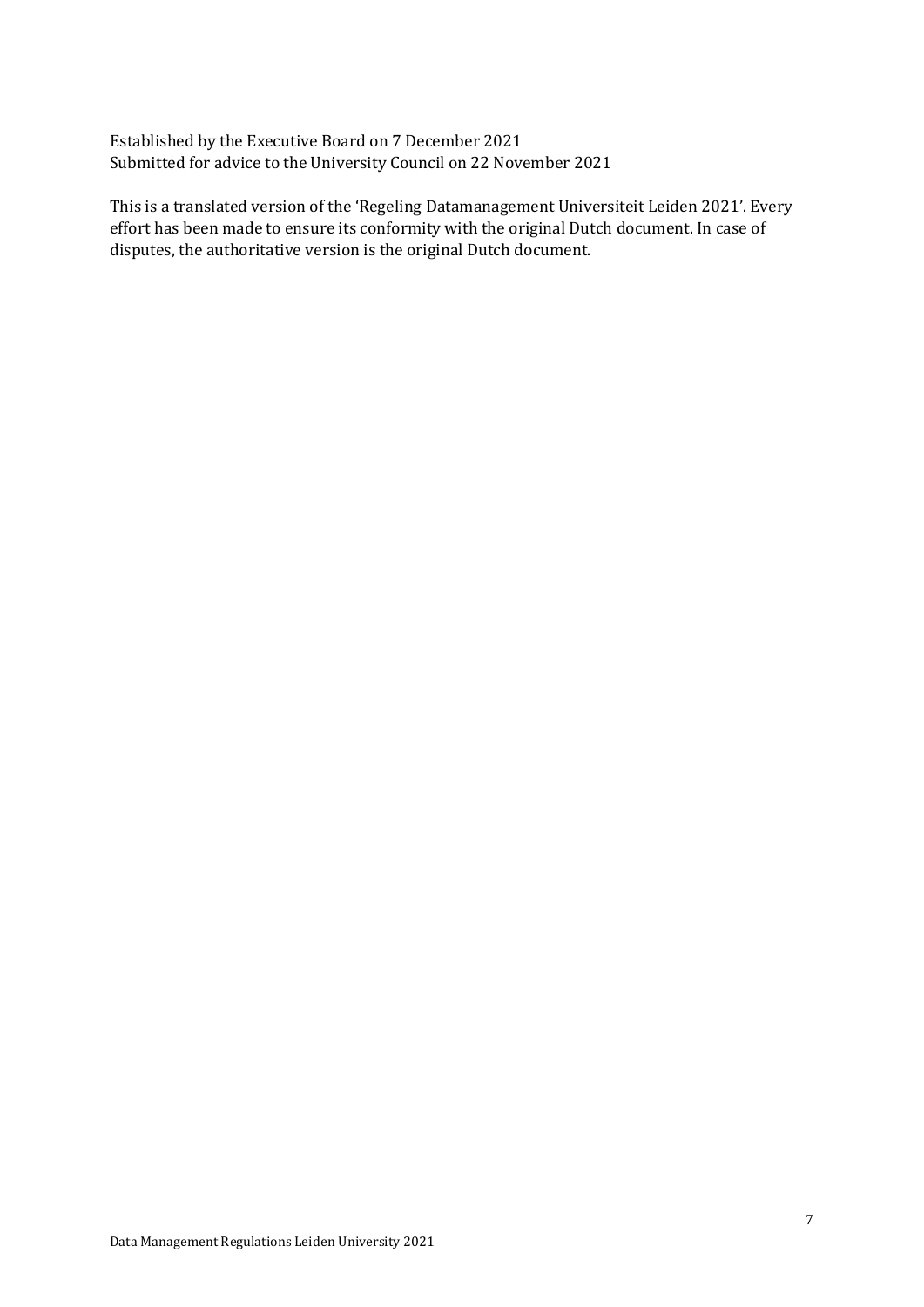Established by the Executive Board on 7 December 2021
Submitted for advice to the University Council on 22 November 2021

This is a translated version of the 'Regeling Datamanagement Universiteit Leiden 2021'. Every effort has been made to ensure its conformity with the original Dutch document. In case of disputes, the authoritative version is the original Dutch document.